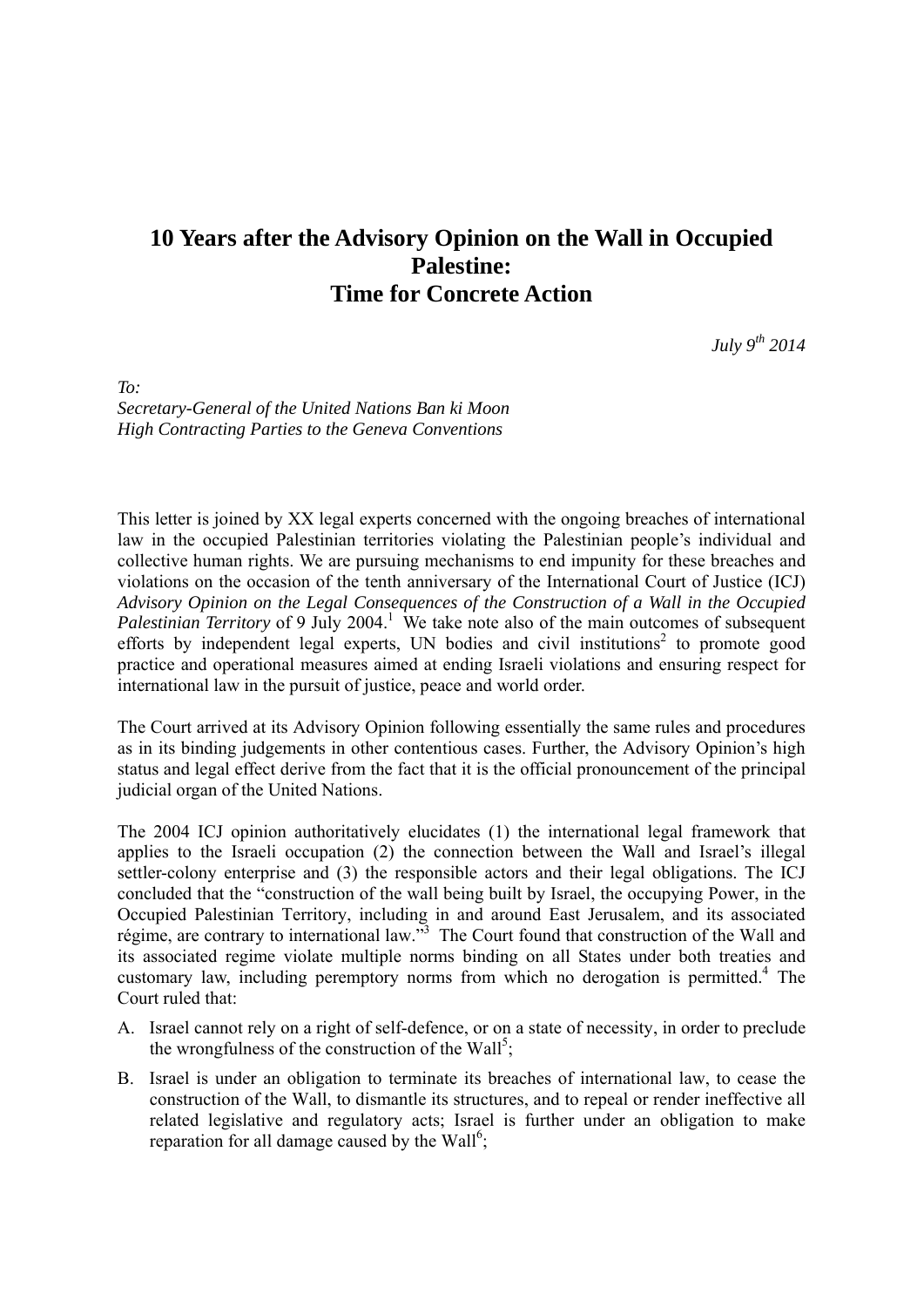# 10 Years after the Advisory Opinion on the Wall in Occupied Palestine:
# Time for Concrete Action

*July 9th 2014*

*To:*
*Secretary-General of the United Nations Ban ki Moon*
*High Contracting Parties to the Geneva Conventions*

This letter is joined by XX legal experts concerned with the ongoing breaches of international law in the occupied Palestinian territories violating the Palestinian people's individual and collective human rights. We are pursuing mechanisms to end impunity for these breaches and violations on the occasion of the tenth anniversary of the International Court of Justice (ICJ) *Advisory Opinion on the Legal Consequences of the Construction of a Wall in the Occupied Palestinian Territory* of 9 July 2004.[1] We take note also of the main outcomes of subsequent efforts by independent legal experts, UN bodies and civil institutions[2] to promote good practice and operational measures aimed at ending Israeli violations and ensuring respect for international law in the pursuit of justice, peace and world order.

The Court arrived at its Advisory Opinion following essentially the same rules and procedures as in its binding judgements in other contentious cases. Further, the Advisory Opinion's high status and legal effect derive from the fact that it is the official pronouncement of the principal judicial organ of the United Nations.

The 2004 ICJ opinion authoritatively elucidates (1) the international legal framework that applies to the Israeli occupation (2) the connection between the Wall and Israel's illegal settler-colony enterprise and (3) the responsible actors and their legal obligations. The ICJ concluded that the "construction of the wall being built by Israel, the occupying Power, in the Occupied Palestinian Territory, including in and around East Jerusalem, and its associated régime, are contrary to international law."[3] The Court found that construction of the Wall and its associated regime violate multiple norms binding on all States under both treaties and customary law, including peremptory norms from which no derogation is permitted.[4] The Court ruled that:

A. Israel cannot rely on a right of self-defence, or on a state of necessity, in order to preclude the wrongfulness of the construction of the Wall[5];

B. Israel is under an obligation to terminate its breaches of international law, to cease the construction of the Wall, to dismantle its structures, and to repeal or render ineffective all related legislative and regulatory acts; Israel is further under an obligation to make reparation for all damage caused by the Wall[6];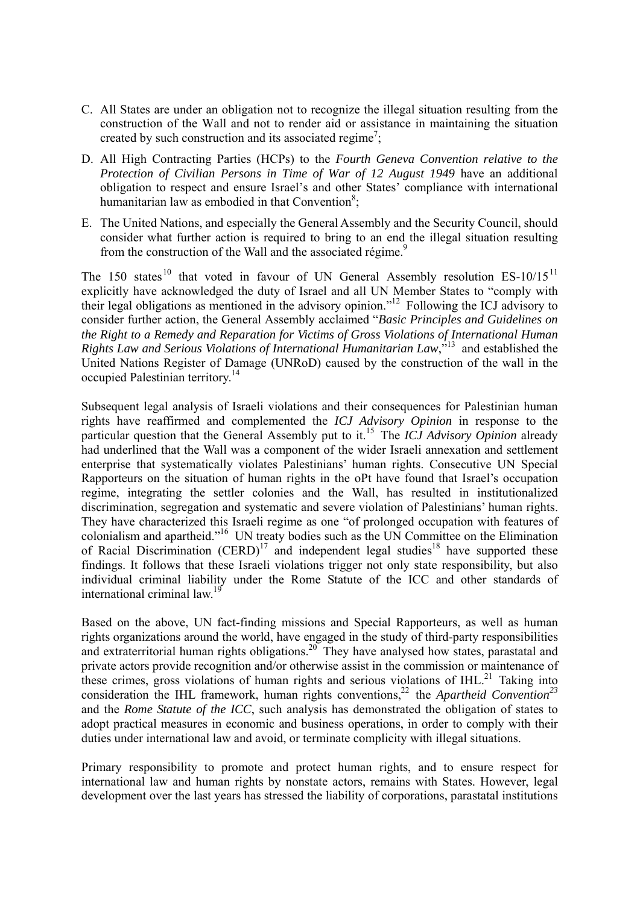C. All States are under an obligation not to recognize the illegal situation resulting from the construction of the Wall and not to render aid or assistance in maintaining the situation created by such construction and its associated regime[7];

D. All High Contracting Parties (HCPs) to the *Fourth Geneva Convention relative to the Protection of Civilian Persons in Time of War of 12 August 1949* have an additional obligation to respect and ensure Israel's and other States' compliance with international humanitarian law as embodied in that Convention[8];

E. The United Nations, and especially the General Assembly and the Security Council, should consider what further action is required to bring to an end the illegal situation resulting from the construction of the Wall and the associated régime.[9]

The 150 states[10] that voted in favour of UN General Assembly resolution ES-10/15[11] explicitly have acknowledged the duty of Israel and all UN Member States to "comply with their legal obligations as mentioned in the advisory opinion."[12] Following the ICJ advisory to consider further action, the General Assembly acclaimed "*Basic Principles and Guidelines on the Right to a Remedy and Reparation for Victims of Gross Violations of International Human Rights Law and Serious Violations of International Humanitarian Law*,"[13] and established the United Nations Register of Damage (UNRoD) caused by the construction of the wall in the occupied Palestinian territory.[14]

Subsequent legal analysis of Israeli violations and their consequences for Palestinian human rights have reaffirmed and complemented the *ICJ Advisory Opinion* in response to the particular question that the General Assembly put to it.[15] The *ICJ Advisory Opinion* already had underlined that the Wall was a component of the wider Israeli annexation and settlement enterprise that systematically violates Palestinians' human rights. Consecutive UN Special Rapporteurs on the situation of human rights in the oPt have found that Israel's occupation regime, integrating the settler colonies and the Wall, has resulted in institutionalized discrimination, segregation and systematic and severe violation of Palestinians' human rights. They have characterized this Israeli regime as one "of prolonged occupation with features of colonialism and apartheid."[16] UN treaty bodies such as the UN Committee on the Elimination of Racial Discrimination (CERD)[17] and independent legal studies[18] have supported these findings. It follows that these Israeli violations trigger not only state responsibility, but also individual criminal liability under the Rome Statute of the ICC and other standards of international criminal law.[19]

Based on the above, UN fact-finding missions and Special Rapporteurs, as well as human rights organizations around the world, have engaged in the study of third-party responsibilities and extraterritorial human rights obligations.[20] They have analysed how states, parastatal and private actors provide recognition and/or otherwise assist in the commission or maintenance of these crimes, gross violations of human rights and serious violations of IHL.[21] Taking into consideration the IHL framework, human rights conventions,[22] the *Apartheid Convention*[23] and the *Rome Statute of the ICC*, such analysis has demonstrated the obligation of states to adopt practical measures in economic and business operations, in order to comply with their duties under international law and avoid, or terminate complicity with illegal situations.

Primary responsibility to promote and protect human rights, and to ensure respect for international law and human rights by nonstate actors, remains with States. However, legal development over the last years has stressed the liability of corporations, parastatal institutions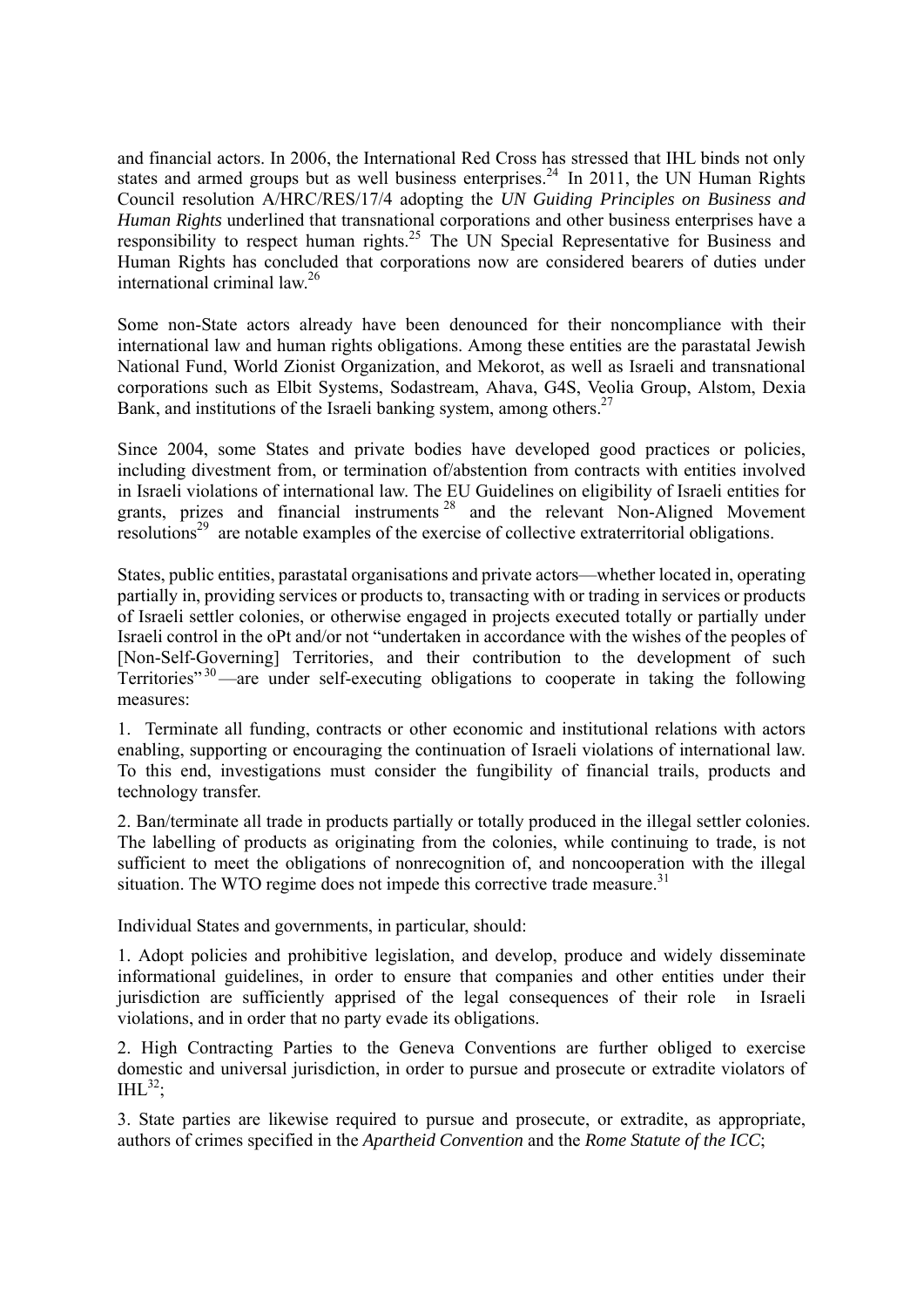and financial actors. In 2006, the International Red Cross has stressed that IHL binds not only states and armed groups but as well business enterprises.[24] In 2011, the UN Human Rights Council resolution A/HRC/RES/17/4 adopting the *UN Guiding Principles on Business and Human Rights* underlined that transnational corporations and other business enterprises have a responsibility to respect human rights.[25] The UN Special Representative for Business and Human Rights has concluded that corporations now are considered bearers of duties under international criminal law.[26]

Some non-State actors already have been denounced for their noncompliance with their international law and human rights obligations. Among these entities are the parastatal Jewish National Fund, World Zionist Organization, and Mekorot, as well as Israeli and transnational corporations such as Elbit Systems, Sodastream, Ahava, G4S, Veolia Group, Alstom, Dexia Bank, and institutions of the Israeli banking system, among others.[27]

Since 2004, some States and private bodies have developed good practices or policies, including divestment from, or termination of/abstention from contracts with entities involved in Israeli violations of international law. The EU Guidelines on eligibility of Israeli entities for grants, prizes and financial instruments[28] and the relevant Non-Aligned Movement resolutions[29] are notable examples of the exercise of collective extraterritorial obligations.

States, public entities, parastatal organisations and private actors—whether located in, operating partially in, providing services or products to, transacting with or trading in services or products of Israeli settler colonies, or otherwise engaged in projects executed totally or partially under Israeli control in the oPt and/or not "undertaken in accordance with the wishes of the peoples of [Non-Self-Governing] Territories, and their contribution to the development of such Territories"[30]—are under self-executing obligations to cooperate in taking the following measures:

1. Terminate all funding, contracts or other economic and institutional relations with actors enabling, supporting or encouraging the continuation of Israeli violations of international law. To this end, investigations must consider the fungibility of financial trails, products and technology transfer.

2. Ban/terminate all trade in products partially or totally produced in the illegal settler colonies. The labelling of products as originating from the colonies, while continuing to trade, is not sufficient to meet the obligations of nonrecognition of, and noncooperation with the illegal situation. The WTO regime does not impede this corrective trade measure.[31]

Individual States and governments, in particular, should:

1. Adopt policies and prohibitive legislation, and develop, produce and widely disseminate informational guidelines, in order to ensure that companies and other entities under their jurisdiction are sufficiently apprised of the legal consequences of their role in Israeli violations, and in order that no party evade its obligations.

2. High Contracting Parties to the Geneva Conventions are further obliged to exercise domestic and universal jurisdiction, in order to pursue and prosecute or extradite violators of IHL[32];

3. State parties are likewise required to pursue and prosecute, or extradite, as appropriate, authors of crimes specified in the *Apartheid Convention* and the *Rome Statute of the ICC*;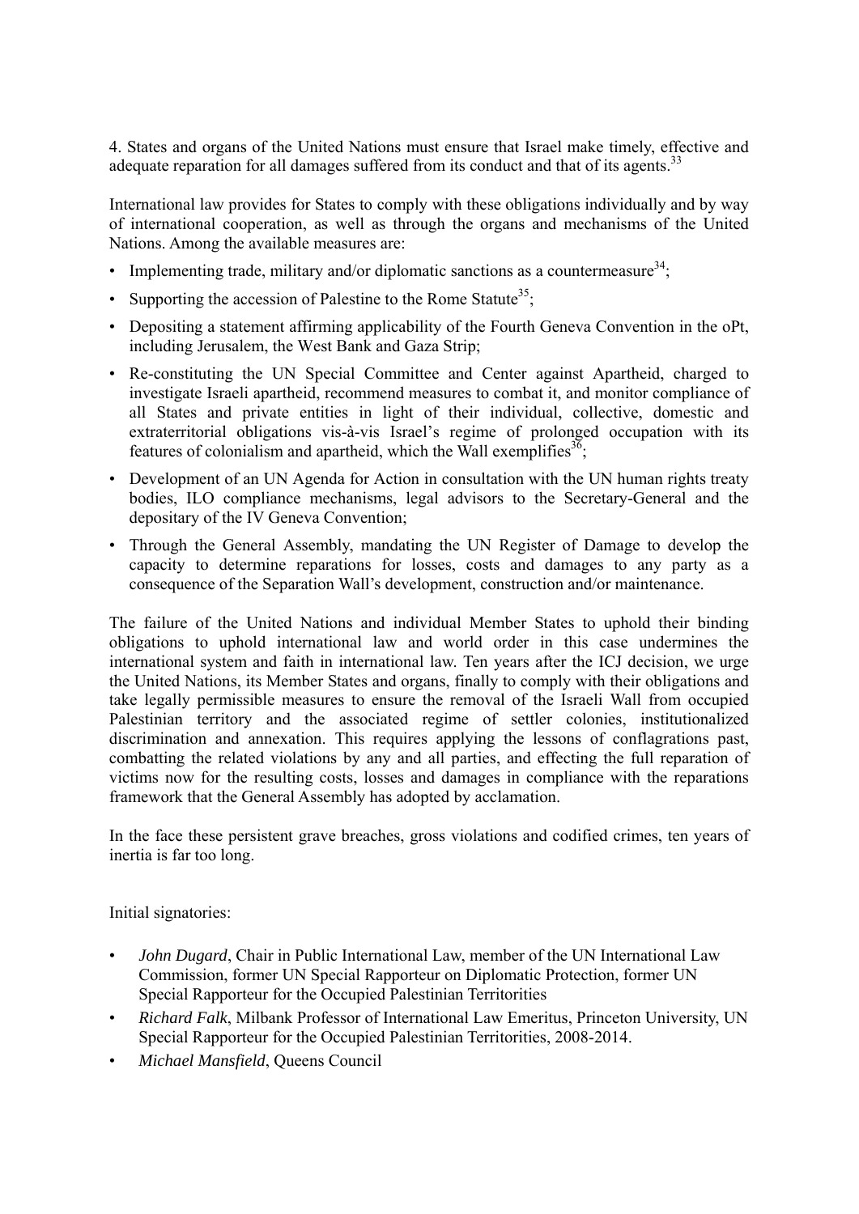4. States and organs of the United Nations must ensure that Israel make timely, effective and adequate reparation for all damages suffered from its conduct and that of its agents.[33]

International law provides for States to comply with these obligations individually and by way of international cooperation, as well as through the organs and mechanisms of the United Nations. Among the available measures are:

- Implementing trade, military and/or diplomatic sanctions as a countermeasure[34];
- Supporting the accession of Palestine to the Rome Statute[35];
- Depositing a statement affirming applicability of the Fourth Geneva Convention in the oPt, including Jerusalem, the West Bank and Gaza Strip;
- Re-constituting the UN Special Committee and Center against Apartheid, charged to investigate Israeli apartheid, recommend measures to combat it, and monitor compliance of all States and private entities in light of their individual, collective, domestic and extraterritorial obligations vis-à-vis Israel's regime of prolonged occupation with its features of colonialism and apartheid, which the Wall exemplifies[36];
- Development of an UN Agenda for Action in consultation with the UN human rights treaty bodies, ILO compliance mechanisms, legal advisors to the Secretary-General and the depositary of the IV Geneva Convention;
- Through the General Assembly, mandating the UN Register of Damage to develop the capacity to determine reparations for losses, costs and damages to any party as a consequence of the Separation Wall's development, construction and/or maintenance.

The failure of the United Nations and individual Member States to uphold their binding obligations to uphold international law and world order in this case undermines the international system and faith in international law. Ten years after the ICJ decision, we urge the United Nations, its Member States and organs, finally to comply with their obligations and take legally permissible measures to ensure the removal of the Israeli Wall from occupied Palestinian territory and the associated regime of settler colonies, institutionalized discrimination and annexation. This requires applying the lessons of conflagrations past, combatting the related violations by any and all parties, and effecting the full reparation of victims now for the resulting costs, losses and damages in compliance with the reparations framework that the General Assembly has adopted by acclamation.

In the face these persistent grave breaches, gross violations and codified crimes, ten years of inertia is far too long.

Initial signatories:

- *John Dugard*, Chair in Public International Law, member of the UN International Law Commission, former UN Special Rapporteur on Diplomatic Protection, former UN Special Rapporteur for the Occupied Palestinian Territories
- *Richard Falk*, Milbank Professor of International Law Emeritus, Princeton University, UN Special Rapporteur for the Occupied Palestinian Territories, 2008-2014.
- *Michael Mansfield*, Queens Council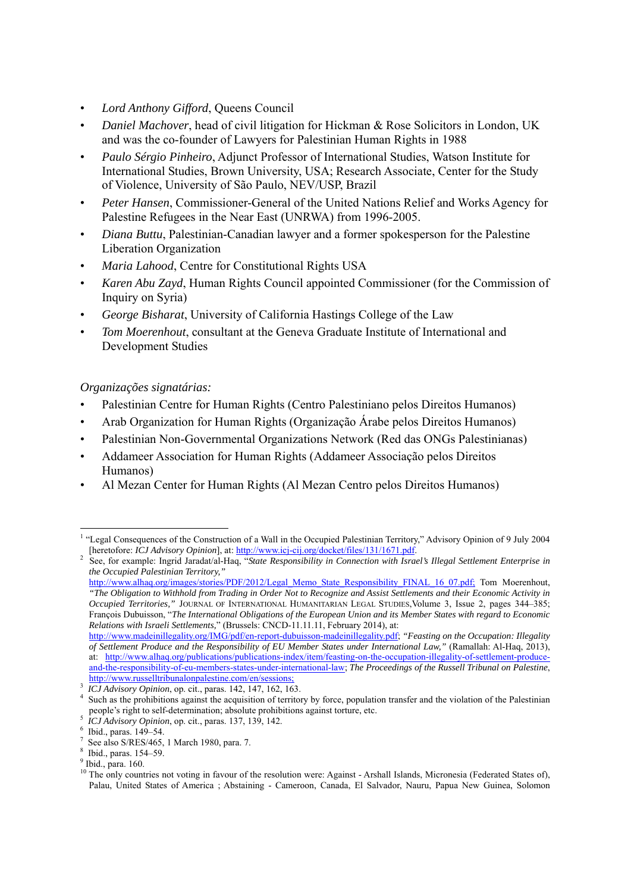- *Lord Anthony Gifford*, Queens Council
- *Daniel Machover*, head of civil litigation for Hickman & Rose Solicitors in London, UK and was the co-founder of Lawyers for Palestinian Human Rights in 1988
- *Paulo Sérgio Pinheiro*, Adjunct Professor of International Studies, Watson Institute for International Studies, Brown University, USA; Research Associate, Center for the Study of Violence, University of São Paulo, NEV/USP, Brazil
- *Peter Hansen*, Commissioner-General of the United Nations Relief and Works Agency for Palestine Refugees in the Near East (UNRWA) from 1996-2005.
- *Diana Buttu*, Palestinian-Canadian lawyer and a former spokesperson for the Palestine Liberation Organization
- *Maria Lahood*, Centre for Constitutional Rights USA
- *Karen Abu Zayd*, Human Rights Council appointed Commissioner (for the Commission of Inquiry on Syria)
- *George Bisharat*, University of California Hastings College of the Law
- *Tom Moerenhout*, consultant at the Geneva Graduate Institute of International and Development Studies

*Organizações signatárias:*

- Palestinian Centre for Human Rights (Centro Palestiniano pelos Direitos Humanos)
- Arab Organization for Human Rights (Organização Árabe pelos Direitos Humanos)
- Palestinian Non-Governmental Organizations Network (Red das ONGs Palestinianas)
- Addameer Association for Human Rights (Addameer Associação pelos Direitos Humanos)
- Al Mezan Center for Human Rights (Al Mezan Centro pelos Direitos Humanos)

---

[1] "Legal Consequences of the Construction of a Wall in the Occupied Palestinian Territory," Advisory Opinion of 9 July 2004 [heretofore: *ICJ Advisory Opinion*], at: http://www.icj-cij.org/docket/files/131/1671.pdf.

[2] See, for example: Ingrid Jaradat/al-Haq, "*State Responsibility in Connection with Israel's Illegal Settlement Enterprise in the Occupied Palestinian Territory,"* http://www.alhaq.org/images/stories/PDF/2012/Legal_Memo_State_Responsibility_FINAL_16_07.pdf; Tom Moerenhout, *"The Obligation to Withhold from Trading in Order Not to Recognize and Assist Settlements and their Economic Activity in Occupied Territories,"* Journal of International Humanitarian Legal Studies, Volume 3, Issue 2, pages 344–385; François Dubuisson, "*The International Obligations of the European Union and its Member States with regard to Economic Relations with Israeli Settlements,*" (Brussels: CNCD-11.11.11, February 2014), at: http://www.madeinillegality.org/IMG/pdf/en-report-dubuisson-madeinillegality.pdf; *"Feasting on the Occupation: Illegality of Settlement Produce and the Responsibility of EU Member States under International Law,"* (Ramallah: Al-Haq, 2013), at: http://www.alhaq.org/publications/publications-index/item/feasting-on-the-occupation-illegality-of-settlement-produce-and-the-responsibility-of-eu-members-states-under-international-law; *The Proceedings of the Russell Tribunal on Palestine*, http://www.russelltribunalonpalestine.com/en/sessions;

[3] *ICJ Advisory Opinion*, op. cit., paras. 142, 147, 162, 163.

[4] Such as the prohibitions against the acquisition of territory by force, population transfer and the violation of the Palestinian people's right to self-determination; absolute prohibitions against torture, etc.

[5] *ICJ Advisory Opinion*, op. cit., paras. 137, 139, 142.

[6] Ibid., paras. 149–54.

[7] See also S/RES/465, 1 March 1980, para. 7.

[8] Ibid., paras. 154–59.

[9] Ibid., para. 160.

[10] The only countries not voting in favour of the resolution were: Against - Arshall Islands, Micronesia (Federated States of), Palau, United States of America ; Abstaining - Cameroon, Canada, El Salvador, Nauru, Papua New Guinea, Solomon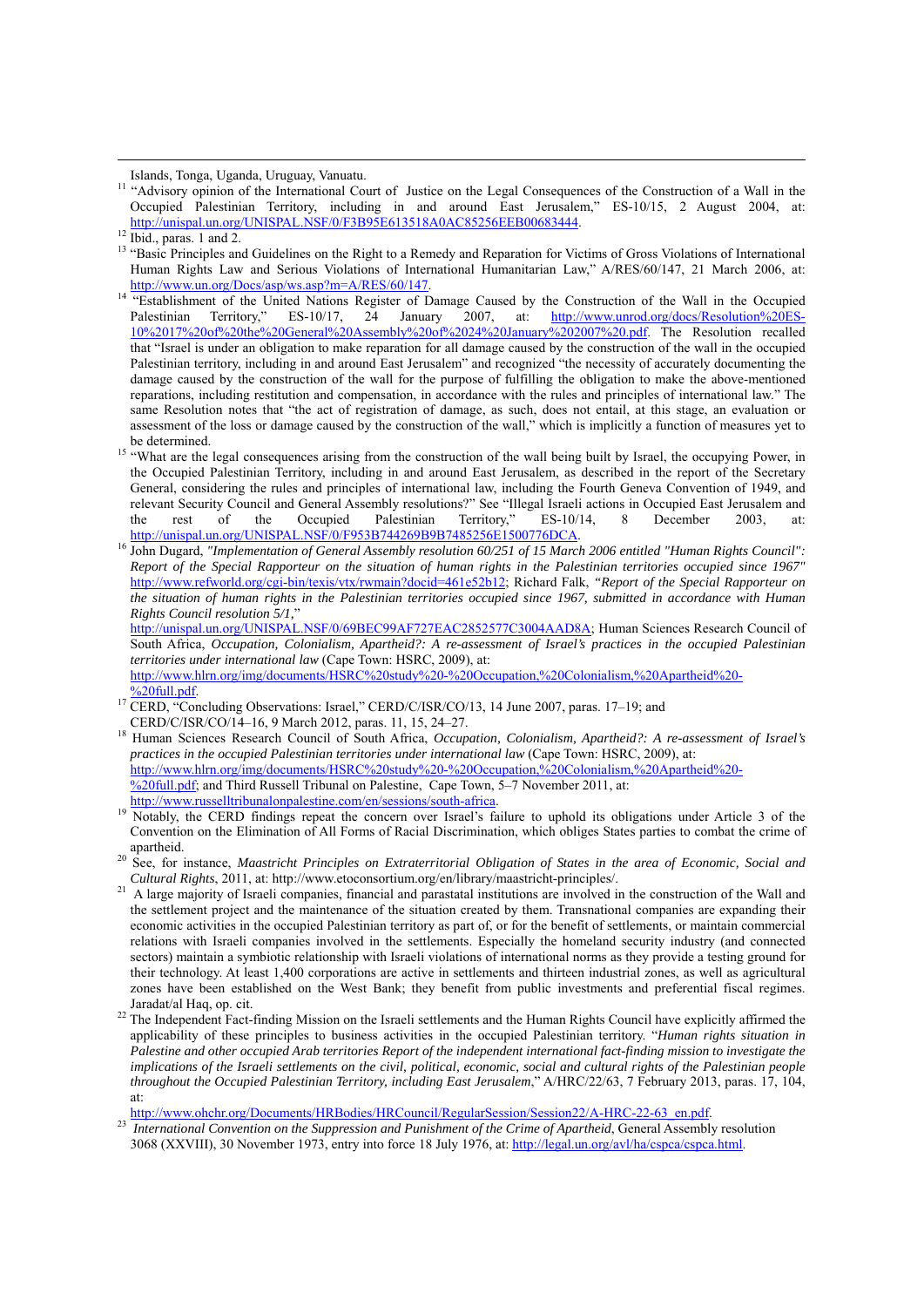Islands, Tonga, Uganda, Uruguay, Vanuatu.

[11] "Advisory opinion of the International Court of Justice on the Legal Consequences of the Construction of a Wall in the Occupied Palestinian Territory, including in and around East Jerusalem," ES-10/15, 2 August 2004, at: http://unispal.un.org/UNISPAL.NSF/0/F3B95E613518A0AC85256EEB00683444.

[12] Ibid., paras. 1 and 2.

[13] "Basic Principles and Guidelines on the Right to a Remedy and Reparation for Victims of Gross Violations of International Human Rights Law and Serious Violations of International Humanitarian Law," A/RES/60/147, 21 March 2006, at: http://www.un.org/Docs/asp/ws.asp?m=A/RES/60/147.

[14] "Establishment of the United Nations Register of Damage Caused by the Construction of the Wall in the Occupied Palestinian Territory," ES-10/17, 24 January 2007, at: http://www.unrod.org/docs/Resolution%20ES-10%2017%20of%20the%20General%20Assembly%20of%2024%20January%202007%20.pdf. The Resolution recalled that "Israel is under an obligation to make reparation for all damage caused by the construction of the wall in the occupied Palestinian territory, including in and around East Jerusalem" and recognized "the necessity of accurately documenting the damage caused by the construction of the wall for the purpose of fulfilling the obligation to make the above-mentioned reparations, including restitution and compensation, in accordance with the rules and principles of international law." The same Resolution notes that "the act of registration of damage, as such, does not entail, at this stage, an evaluation or assessment of the loss or damage caused by the construction of the wall," which is implicitly a function of measures yet to be determined.

[15] "What are the legal consequences arising from the construction of the wall being built by Israel, the occupying Power, in the Occupied Palestinian Territory, including in and around East Jerusalem, as described in the report of the Secretary General, considering the rules and principles of international law, including the Fourth Geneva Convention of 1949, and relevant Security Council and General Assembly resolutions?" See "Illegal Israeli actions in Occupied East Jerusalem and the rest of the Occupied Palestinian Territory," ES-10/14, 8 December 2003, at: http://unispal.un.org/UNISPAL.NSF/0/F953B744269B9B7485256E1500776DCA.

[16] John Dugard, *"Implementation of General Assembly resolution 60/251 of 15 March 2006 entitled "Human Rights Council": Report of the Special Rapporteur on the situation of human rights in the Palestinian territories occupied since 1967"* http://www.refworld.org/cgi-bin/texis/vtx/rwmain?docid=461e52b12; Richard Falk, *"Report of the Special Rapporteur on the situation of human rights in the Palestinian territories occupied since 1967, submitted in accordance with Human Rights Council resolution 5/1,"* http://unispal.un.org/UNISPAL.NSF/0/69BEC99AF727EAC2852577C3004AAD8A; Human Sciences Research Council of South Africa, *Occupation, Colonialism, Apartheid?: A re-assessment of Israel's practices in the occupied Palestinian territories under international law* (Cape Town: HSRC, 2009), at: http://www.hlrn.org/img/documents/HSRC%20study%20-%20Occupation,%20Colonialism,%20Apartheid%20-%20full.pdf.

[17] CERD, "Concluding Observations: Israel," CERD/C/ISR/CO/13, 14 June 2007, paras. 17–19; and CERD/C/ISR/CO/14–16, 9 March 2012, paras. 11, 15, 24–27.

[18] Human Sciences Research Council of South Africa, *Occupation, Colonialism, Apartheid?: A re-assessment of Israel's practices in the occupied Palestinian territories under international law* (Cape Town: HSRC, 2009), at: http://www.hlrn.org/img/documents/HSRC%20study%20-%20Occupation,%20Colonialism,%20Apartheid%20-%20full.pdf; and Third Russell Tribunal on Palestine, Cape Town, 5–7 November 2011, at: http://www.russelltribunalonpalestine.com/en/sessions/south-africa.

[19] Notably, the CERD findings repeat the concern over Israel's failure to uphold its obligations under Article 3 of the Convention on the Elimination of All Forms of Racial Discrimination, which obliges States parties to combat the crime of apartheid.

[20] See, for instance, *Maastricht Principles on Extraterritorial Obligation of States in the area of Economic, Social and Cultural Rights*, 2011, at: http://www.etoconsortium.org/en/library/maastricht-principles/.

[21] A large majority of Israeli companies, financial and parastatal institutions are involved in the construction of the Wall and the settlement project and the maintenance of the situation created by them. Transnational companies are expanding their economic activities in the occupied Palestinian territory as part of, or for the benefit of settlements, or maintain commercial relations with Israeli companies involved in the settlements. Especially the homeland security industry (and connected sectors) maintain a symbiotic relationship with Israeli violations of international norms as they provide a testing ground for their technology. At least 1,400 corporations are active in settlements and thirteen industrial zones, as well as agricultural zones have been established on the West Bank; they benefit from public investments and preferential fiscal regimes. Jaradat/al Haq, op. cit.

[22] The Independent Fact-finding Mission on the Israeli settlements and the Human Rights Council have explicitly affirmed the applicability of these principles to business activities in the occupied Palestinian territory. "*Human rights situation in Palestine and other occupied Arab territories Report of the independent international fact-finding mission to investigate the implications of the Israeli settlements on the civil, political, economic, social and cultural rights of the Palestinian people throughout the Occupied Palestinian Territory, including East Jerusalem*," A/HRC/22/63, 7 February 2013, paras. 17, 104, at: http://www.ohchr.org/Documents/HRBodies/HRCouncil/RegularSession/Session22/A-HRC-22-63_en.pdf.

[23] *International Convention on the Suppression and Punishment of the Crime of Apartheid*, General Assembly resolution 3068 (XXVIII), 30 November 1973, entry into force 18 July 1976, at: http://legal.un.org/avl/ha/cspca/cspca.html.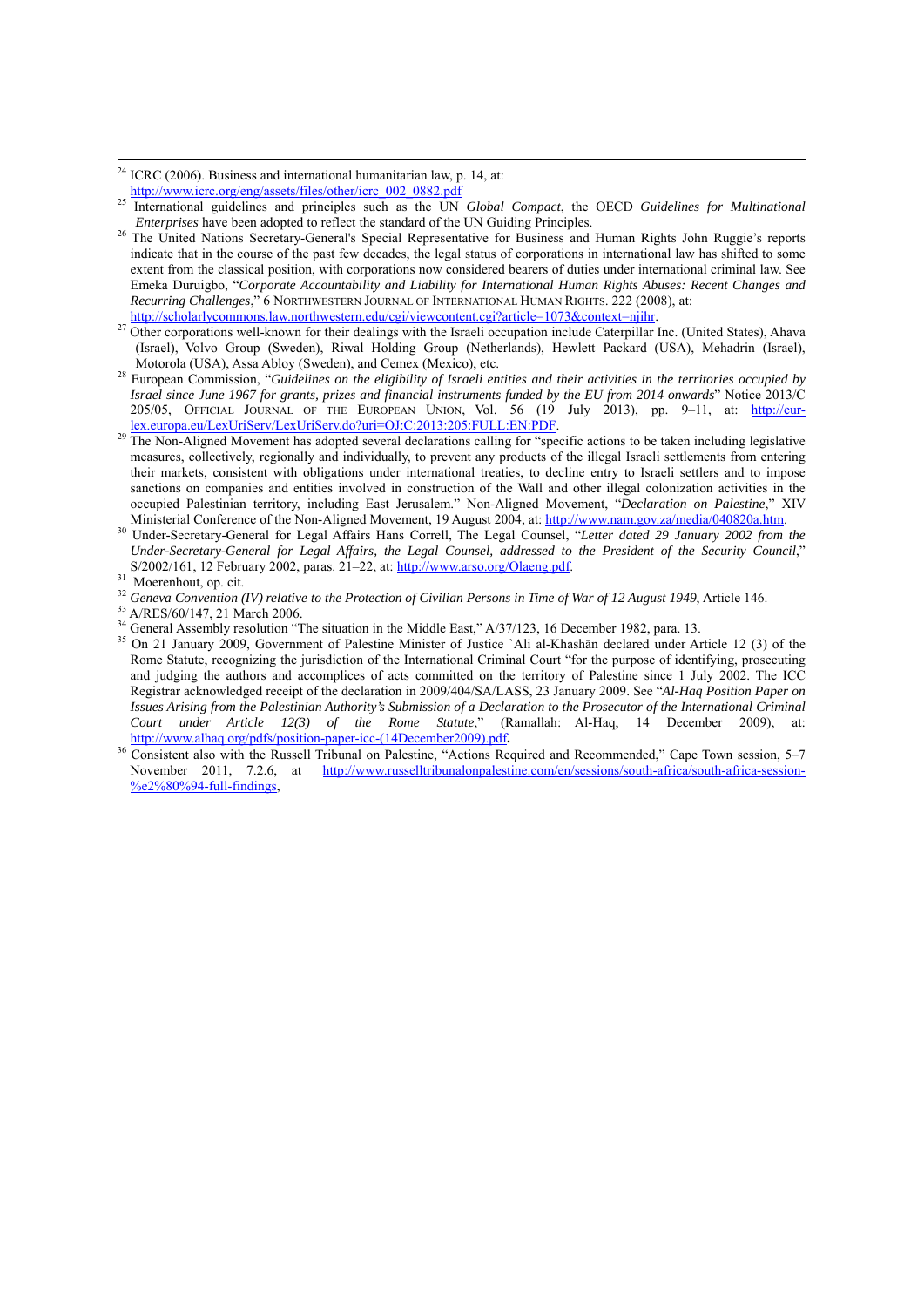[24] ICRC (2006). Business and international humanitarian law, p. 14, at: http://www.icrc.org/eng/assets/files/other/icrc_002_0882.pdf

[25] International guidelines and principles such as the UN *Global Compact*, the OECD *Guidelines for Multinational Enterprises* have been adopted to reflect the standard of the UN Guiding Principles.

[26] The United Nations Secretary-General's Special Representative for Business and Human Rights John Ruggie's reports indicate that in the course of the past few decades, the legal status of corporations in international law has shifted to some extent from the classical position, with corporations now considered bearers of duties under international criminal law. See Emeka Duruigbo, "*Corporate Accountability and Liability for International Human Rights Abuses: Recent Changes and Recurring Challenges*," 6 NORTHWESTERN JOURNAL OF INTERNATIONAL HUMAN RIGHTS. 222 (2008), at: http://scholarlycommons.law.northwestern.edu/cgi/viewcontent.cgi?article=1073&context=njihr.

[27] Other corporations well-known for their dealings with the Israeli occupation include Caterpillar Inc. (United States), Ahava (Israel), Volvo Group (Sweden), Riwal Holding Group (Netherlands), Hewlett Packard (USA), Mehadrin (Israel), Motorola (USA), Assa Abloy (Sweden), and Cemex (Mexico), etc.

[28] European Commission, "*Guidelines on the eligibility of Israeli entities and their activities in the territories occupied by Israel since June 1967 for grants, prizes and financial instruments funded by the EU from 2014 onwards*" Notice 2013/C 205/05, OFFICIAL JOURNAL OF THE EUROPEAN UNION, Vol. 56 (19 July 2013), pp. 9–11, at: http://eur-lex.europa.eu/LexUriServ/LexUriServ.do?uri=OJ:C:2013:205:FULL:EN:PDF.

[29] The Non-Aligned Movement has adopted several declarations calling for "specific actions to be taken including legislative measures, collectively, regionally and individually, to prevent any products of the illegal Israeli settlements from entering their markets, consistent with obligations under international treaties, to decline entry to Israeli settlers and to impose sanctions on companies and entities involved in construction of the Wall and other illegal colonization activities in the occupied Palestinian territory, including East Jerusalem." Non-Aligned Movement, "*Declaration on Palestine*," XIV Ministerial Conference of the Non-Aligned Movement, 19 August 2004, at: http://www.nam.gov.za/media/040820a.htm.

[30] Under-Secretary-General for Legal Affairs Hans Correll, The Legal Counsel, "*Letter dated 29 January 2002 from the Under-Secretary-General for Legal Affairs, the Legal Counsel, addressed to the President of the Security Council*," S/2002/161, 12 February 2002, paras. 21–22, at: http://www.arso.org/Olaeng.pdf.

[31] Moerenhout, op. cit.

[32] *Geneva Convention (IV) relative to the Protection of Civilian Persons in Time of War of 12 August 1949*, Article 146.

[33] A/RES/60/147, 21 March 2006.

[34] General Assembly resolution "The situation in the Middle East," A/37/123, 16 December 1982, para. 13.

[35] On 21 January 2009, Government of Palestine Minister of Justice `Ali al-Khashān declared under Article 12 (3) of the Rome Statute, recognizing the jurisdiction of the International Criminal Court "for the purpose of identifying, prosecuting and judging the authors and accomplices of acts committed on the territory of Palestine since 1 July 2002. The ICC Registrar acknowledged receipt of the declaration in 2009/404/SA/LASS, 23 January 2009. See "*Al-Haq Position Paper on Issues Arising from the Palestinian Authority's Submission of a Declaration to the Prosecutor of the International Criminal Court under Article 12(3) of the Rome Statute*," (Ramallah: Al-Haq, 14 December 2009), at: http://www.alhaq.org/pdfs/position-paper-icc-(14December2009).pdf**.**

[36] Consistent also with the Russell Tribunal on Palestine, "Actions Required and Recommended," Cape Town session, 5–7 November 2011, 7.2.6, at http://www.russelltribunalonpalestine.com/en/sessions/south-africa/south-africa-session-%e2%80%94-full-findings,